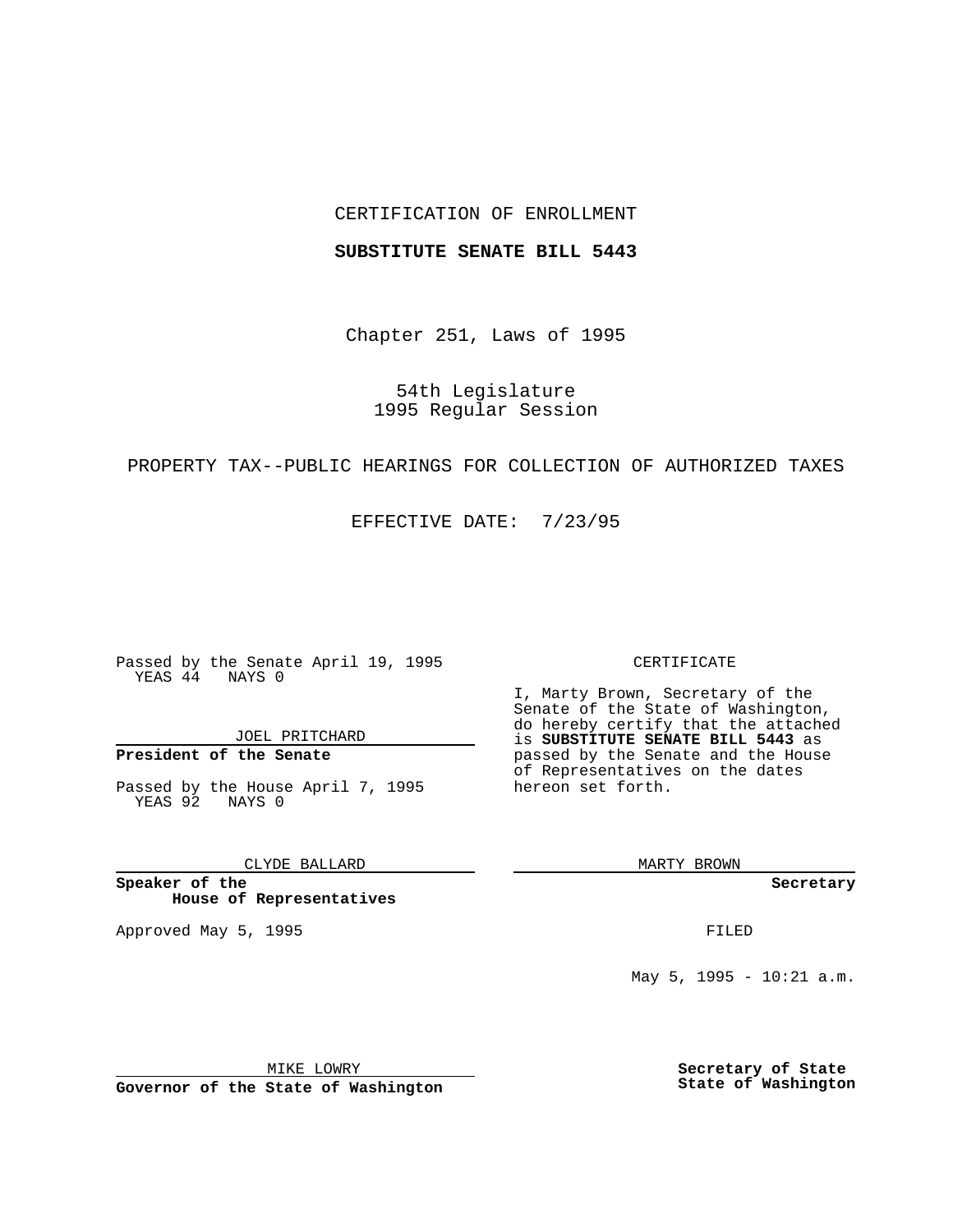CERTIFICATION OF ENROLLMENT

**SUBSTITUTE SENATE BILL 5443**

Chapter 251, Laws of 1995

54th Legislature
1995 Regular Session

PROPERTY TAX--PUBLIC HEARINGS FOR COLLECTION OF AUTHORIZED TAXES

EFFECTIVE DATE: 7/23/95

Passed by the Senate April 19, 1995
YEAS 44 NAYS 0

JOEL PRITCHARD

**President of the Senate**

Passed by the House April 7, 1995
YEAS 92 NAYS 0

CLYDE BALLARD

**Speaker of the House of Representatives**

Approved May 5, 1995

MIKE LOWRY

**Governor of the State of Washington**

CERTIFICATE

I, Marty Brown, Secretary of the Senate of the State of Washington, do hereby certify that the attached is **SUBSTITUTE SENATE BILL 5443** as passed by the Senate and the House of Representatives on the dates hereon set forth.

MARTY BROWN

**Secretary**

FILED

May 5, 1995 - 10:21 a.m.

**Secretary of State**
**State of Washington**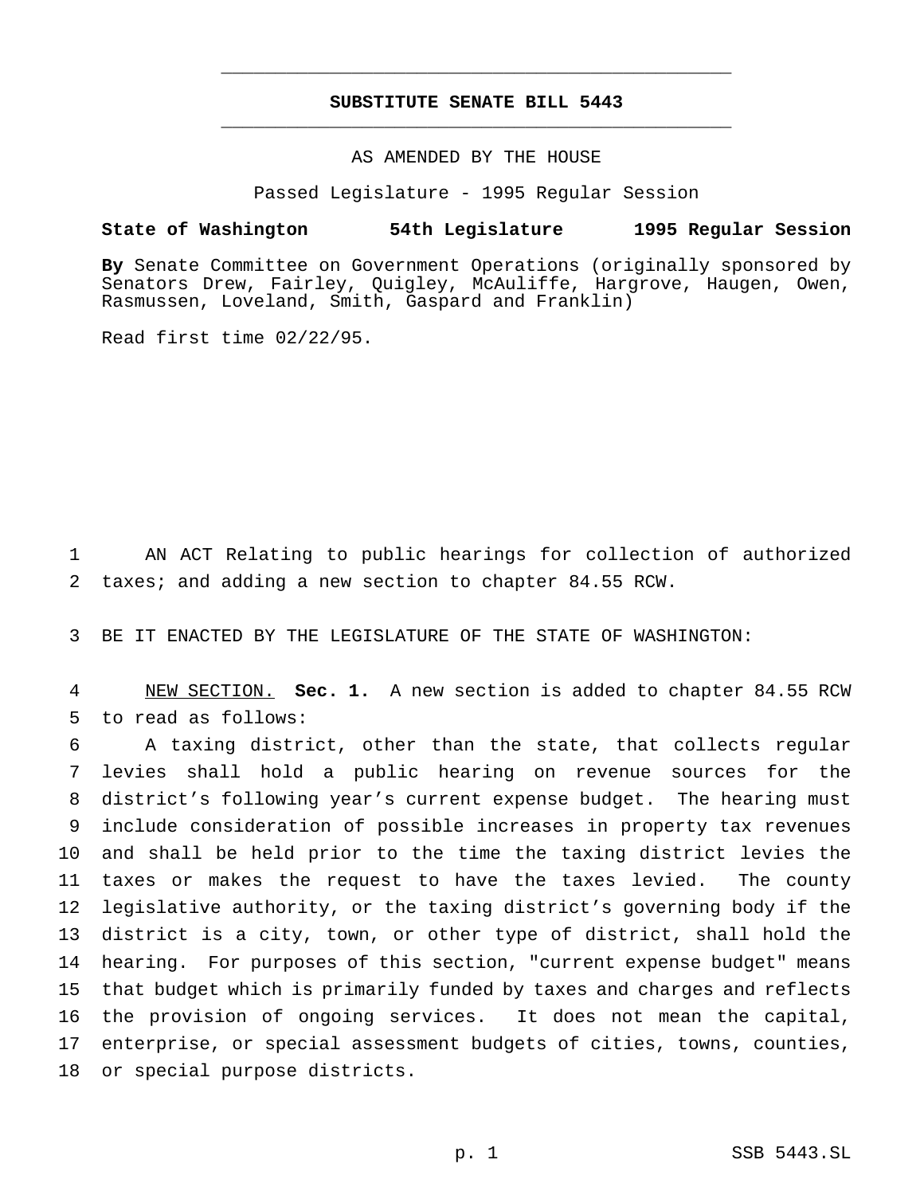# SUBSTITUTE SENATE BILL 5443

AS AMENDED BY THE HOUSE

Passed Legislature - 1995 Regular Session

**State of Washington 54th Legislature 1995 Regular Session**

**By** Senate Committee on Government Operations (originally sponsored by Senators Drew, Fairley, Quigley, McAuliffe, Hargrove, Haugen, Owen, Rasmussen, Loveland, Smith, Gaspard and Franklin)

Read first time 02/22/95.

AN ACT Relating to public hearings for collection of authorized taxes; and adding a new section to chapter 84.55 RCW.

BE IT ENACTED BY THE LEGISLATURE OF THE STATE OF WASHINGTON:

NEW SECTION. **Sec. 1.** A new section is added to chapter 84.55 RCW to read as follows:

A taxing district, other than the state, that collects regular levies shall hold a public hearing on revenue sources for the district's following year's current expense budget. The hearing must include consideration of possible increases in property tax revenues and shall be held prior to the time the taxing district levies the taxes or makes the request to have the taxes levied. The county legislative authority, or the taxing district's governing body if the district is a city, town, or other type of district, shall hold the hearing. For purposes of this section, "current expense budget" means that budget which is primarily funded by taxes and charges and reflects the provision of ongoing services. It does not mean the capital, enterprise, or special assessment budgets of cities, towns, counties, or special purpose districts.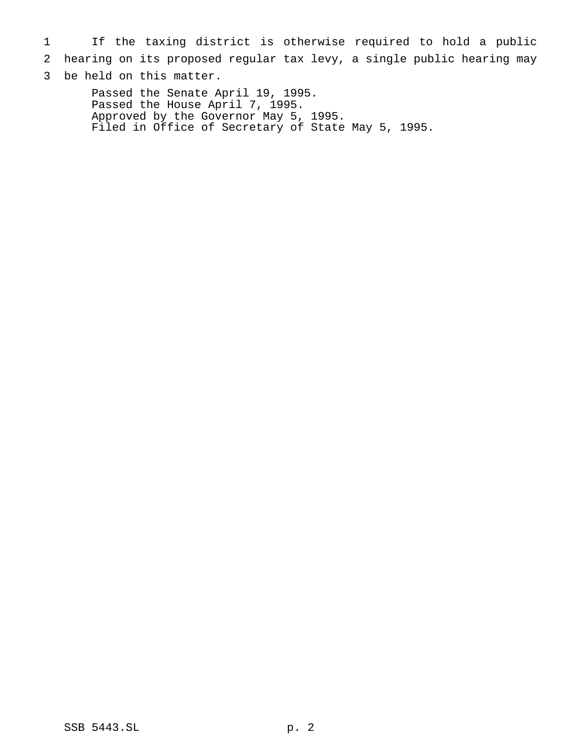If the taxing district is otherwise required to hold a public hearing on its proposed regular tax levy, a single public hearing may be held on this matter.

Passed the Senate April 19, 1995.
Passed the House April 7, 1995.
Approved by the Governor May 5, 1995.
Filed in Office of Secretary of State May 5, 1995.